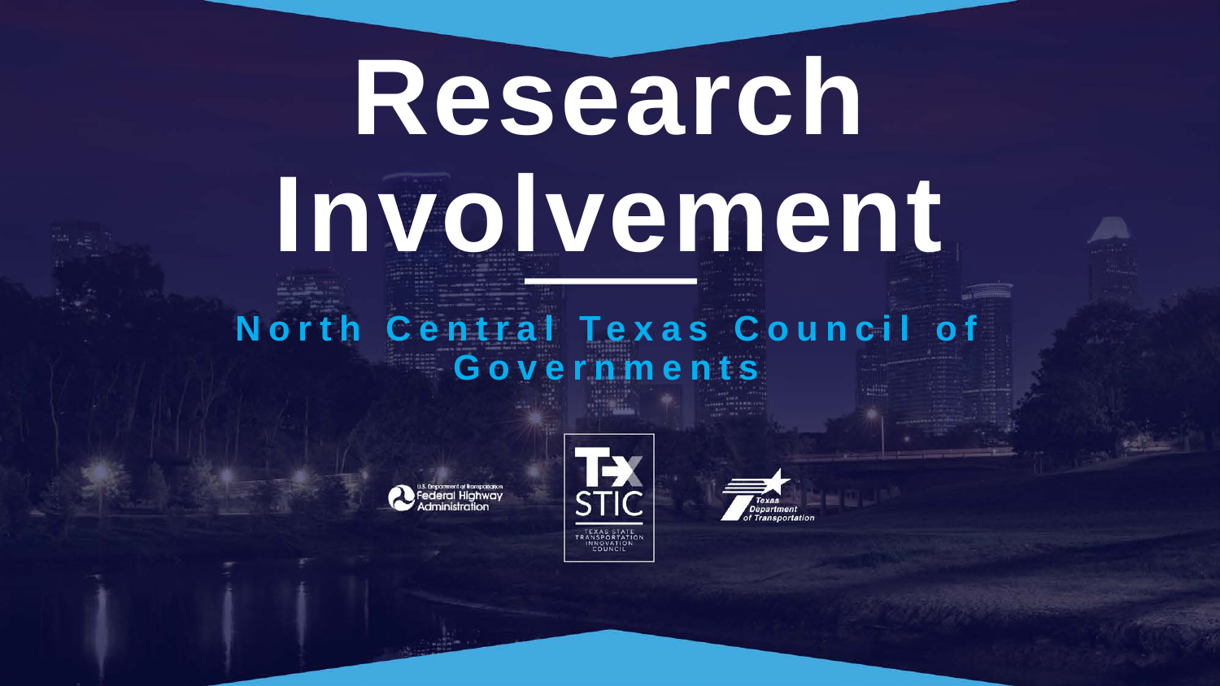# Research Involvement

## North Central Texas Council of Governments

U.S. Department of Transportation Federal Highway Administration

Tx STIC TEXAS STATE TRANSPORTATION INNOVATION COUNCIL

Texas Department of Transportation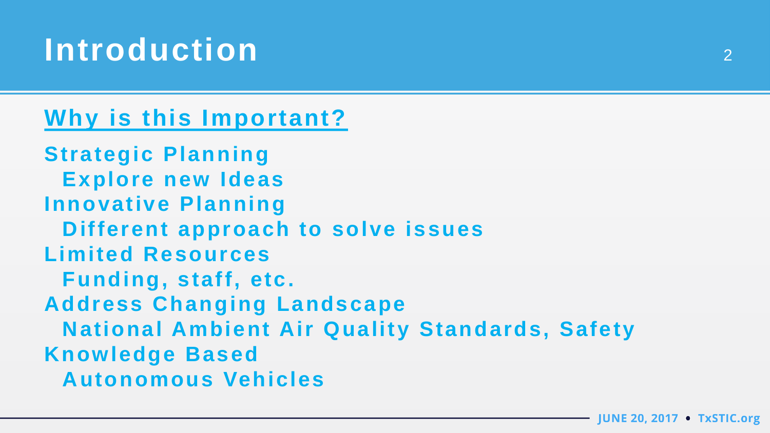# Introduction

## Why is this Important?

- **Strategic Planning**
  - **Explore new Ideas**
- **Innovative Planning**
  - **Different approach to solve issues**
- **Limited Resources**
  - **Funding, staff, etc.**
- **Address Changing Landscape**
  - **National Ambient Air Quality Standards, Safety**
- **Knowledge Based**
  - **Autonomous Vehicles**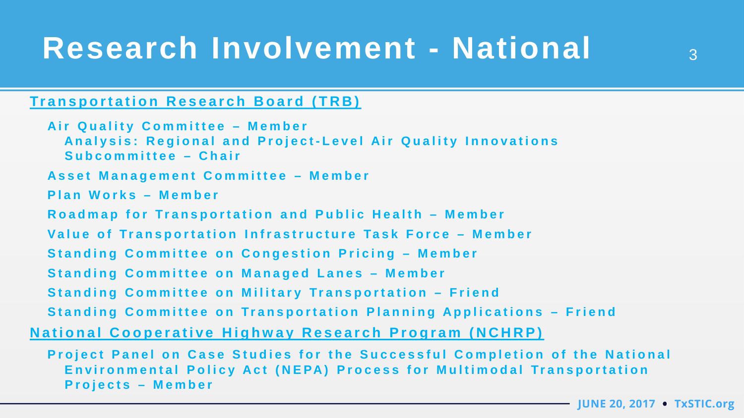# Research Involvement - National

## Transportation Research Board (TRB)

- Air Quality Committee – Member
  - Analysis: Regional and Project-Level Air Quality Innovations Subcommittee – Chair
- Asset Management Committee – Member
- Plan Works – Member
- Roadmap for Transportation and Public Health – Member
- Value of Transportation Infrastructure Task Force – Member
- Standing Committee on Congestion Pricing – Member
- Standing Committee on Managed Lanes – Member
- Standing Committee on Military Transportation – Friend
- Standing Committee on Transportation Planning Applications – Friend

## National Cooperative Highway Research Program (NCHRP)

- Project Panel on Case Studies for the Successful Completion of the National Environmental Policy Act (NEPA) Process for Multimodal Transportation Projects – Member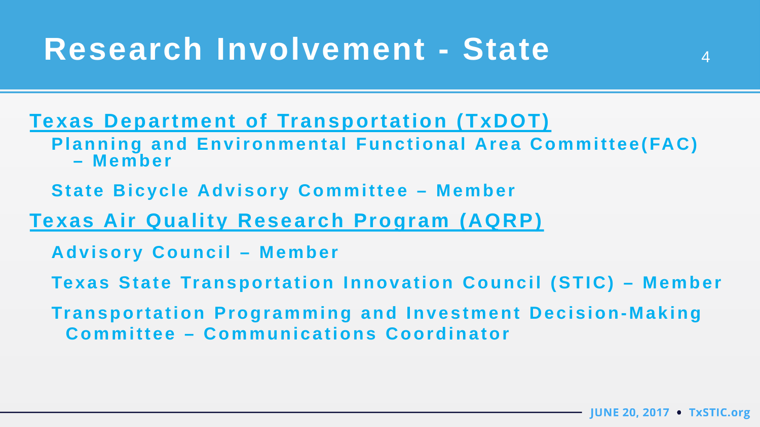# Research Involvement - State

**Texas Department of Transportation (TxDOT)**

- **Planning and Environmental Functional Area Committee(FAC) – Member**
- **State Bicycle Advisory Committee – Member**

**Texas Air Quality Research Program (AQRP)**

- **Advisory Council – Member**
- **Texas State Transportation Innovation Council (STIC) – Member**
- **Transportation Programming and Investment Decision-Making Committee – Communications Coordinator**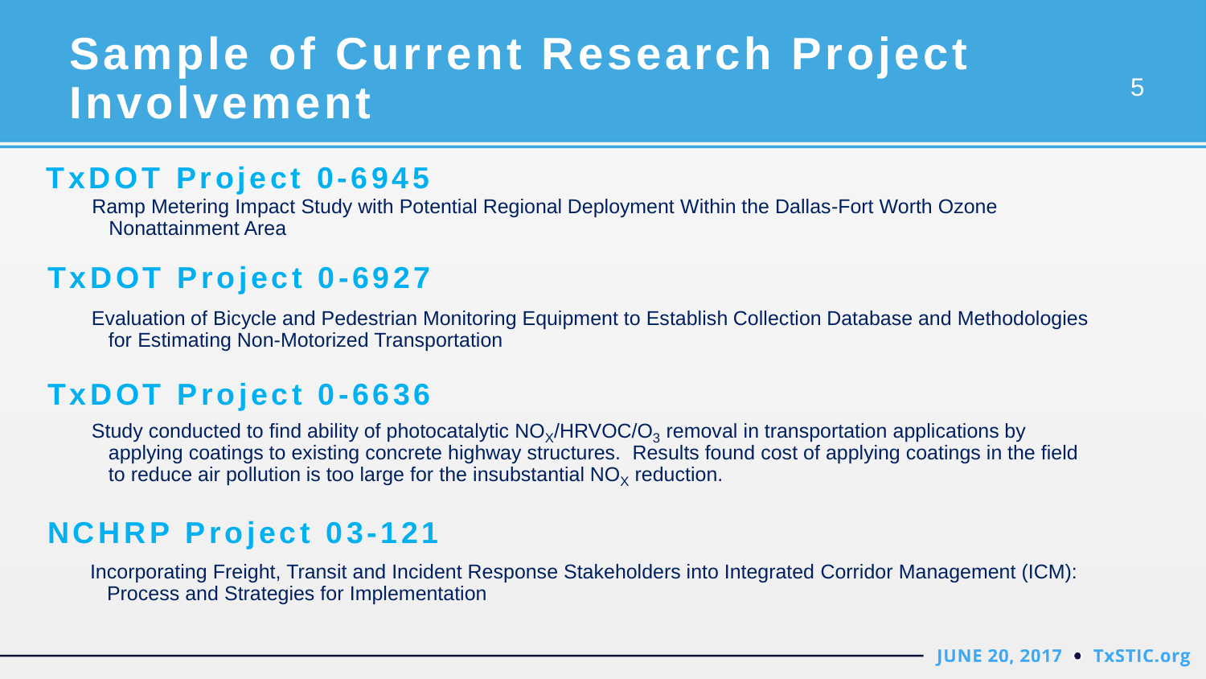# Sample of Current Research Project Involvement

## TxDOT Project 0-6945

Ramp Metering Impact Study with Potential Regional Deployment Within the Dallas-Fort Worth Ozone Nonattainment Area

## TxDOT Project 0-6927

Evaluation of Bicycle and Pedestrian Monitoring Equipment to Establish Collection Database and Methodologies for Estimating Non-Motorized Transportation

## TxDOT Project 0-6636

Study conducted to find ability of photocatalytic $NO_X$/HRVOC/$O_3$ removal in transportation applications by applying coatings to existing concrete highway structures. Results found cost of applying coatings in the field to reduce air pollution is too large for the insubstantial $NO_X$ reduction.

## NCHRP Project 03-121

Incorporating Freight, Transit and Incident Response Stakeholders into Integrated Corridor Management (ICM): Process and Strategies for Implementation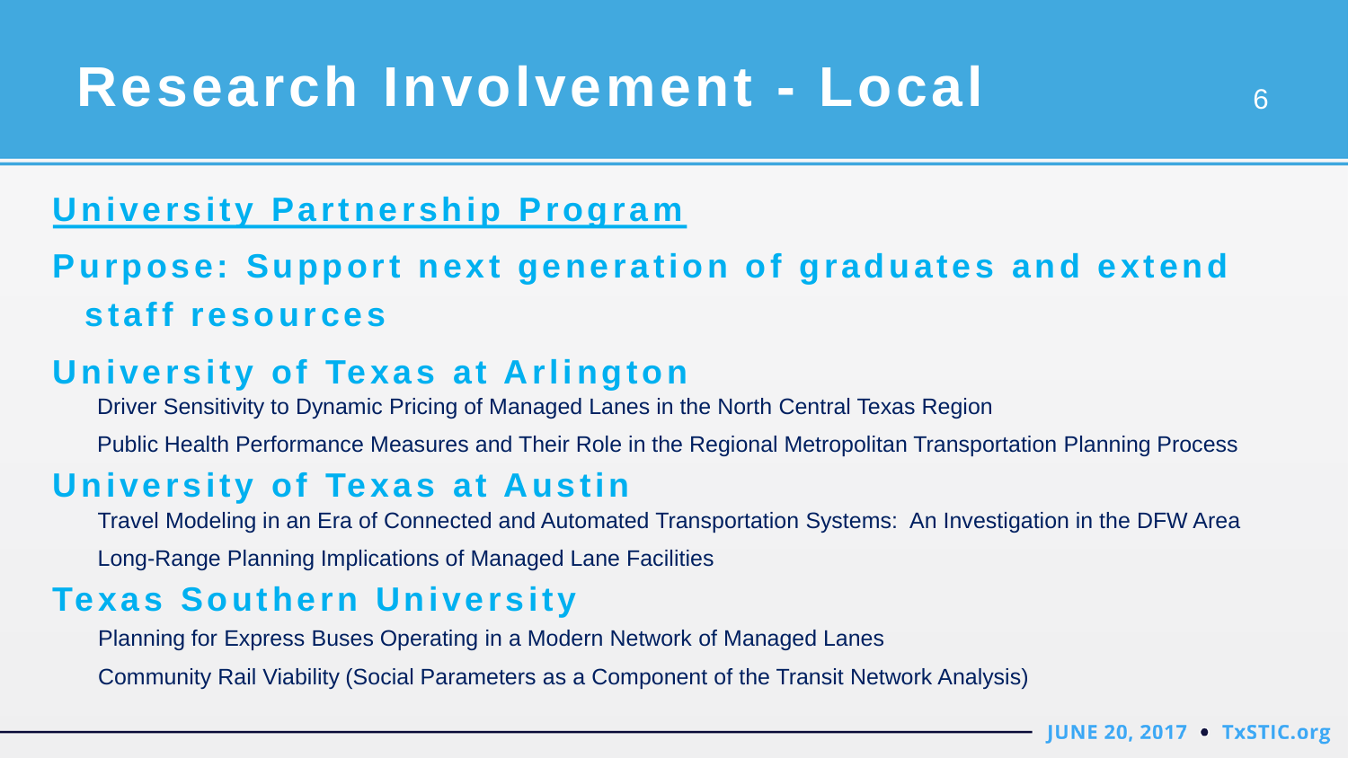# Research Involvement - Local

## University Partnership Program

## Purpose: Support next generation of graduates and extend staff resources

### University of Texas at Arlington

- Driver Sensitivity to Dynamic Pricing of Managed Lanes in the North Central Texas Region
- Public Health Performance Measures and Their Role in the Regional Metropolitan Transportation Planning Process

### University of Texas at Austin

- Travel Modeling in an Era of Connected and Automated Transportation Systems: An Investigation in the DFW Area
- Long-Range Planning Implications of Managed Lane Facilities

### Texas Southern University

- Planning for Express Buses Operating in a Modern Network of Managed Lanes
- Community Rail Viability (Social Parameters as a Component of the Transit Network Analysis)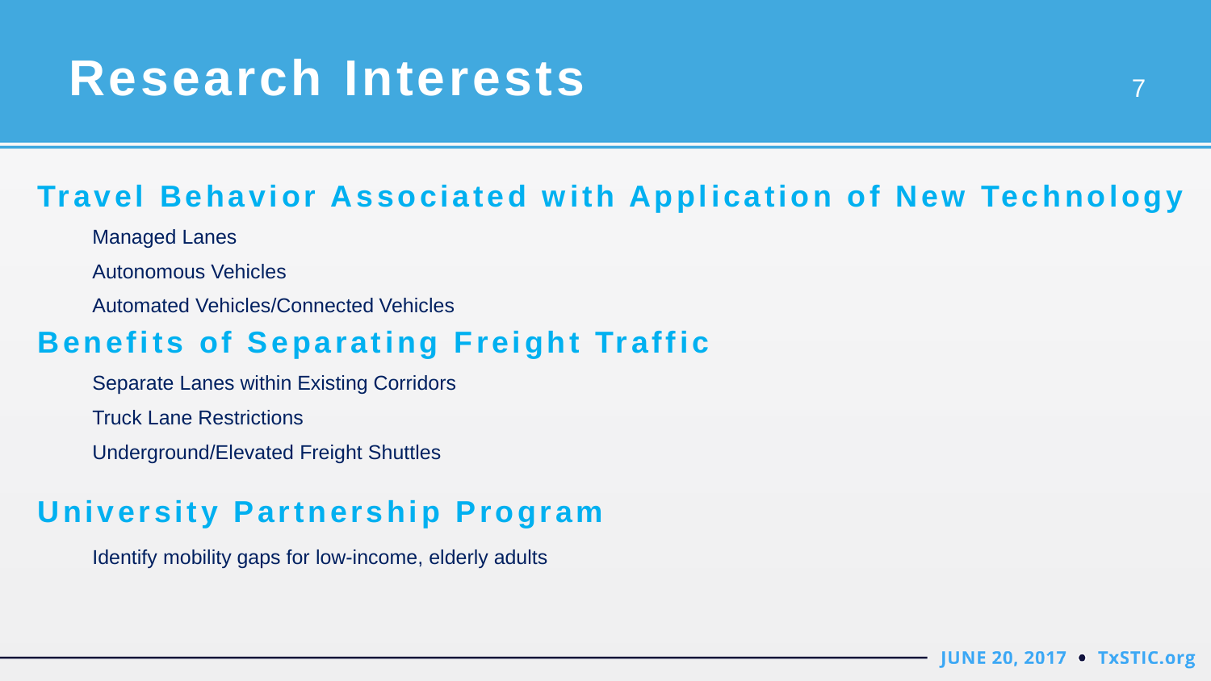# Research Interests

## Travel Behavior Associated with Application of New Technology

- Managed Lanes
- Autonomous Vehicles
- Automated Vehicles/Connected Vehicles

## Benefits of Separating Freight Traffic

- Separate Lanes within Existing Corridors
- Truck Lane Restrictions
- Underground/Elevated Freight Shuttles

## University Partnership Program

- Identify mobility gaps for low-income, elderly adults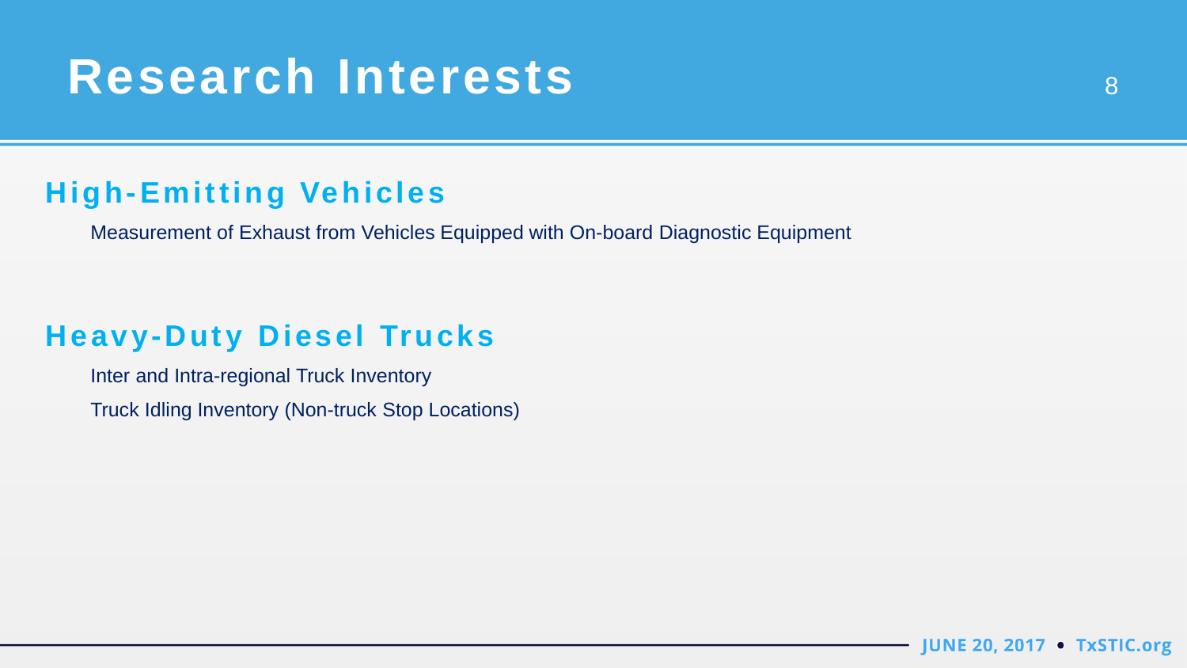# Research Interests

## High-Emitting Vehicles

Measurement of Exhaust from Vehicles Equipped with On-board Diagnostic Equipment

## Heavy-Duty Diesel Trucks

Inter and Intra-regional Truck Inventory

Truck Idling Inventory (Non-truck Stop Locations)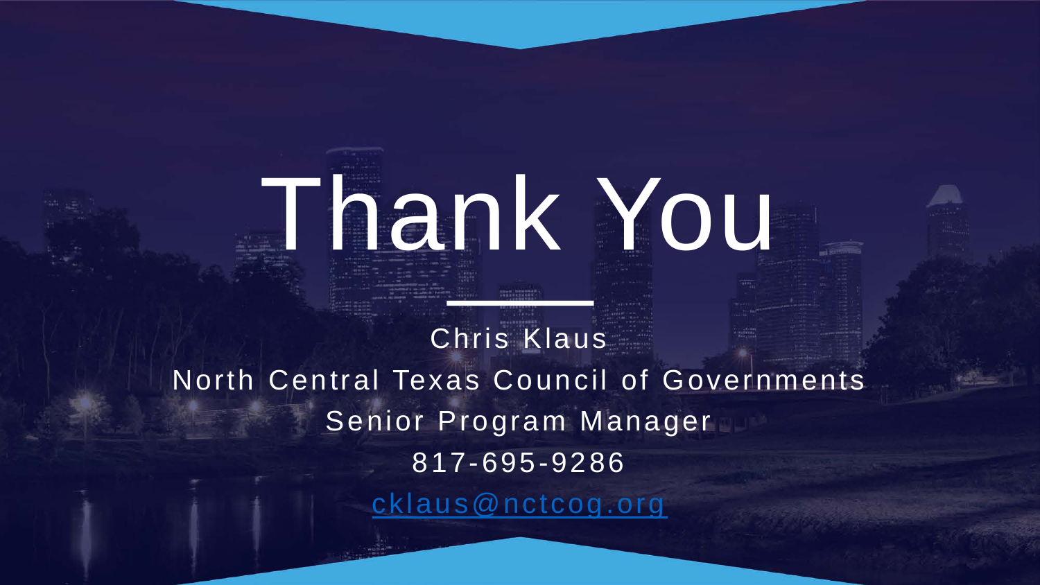# Thank You

Chris Klaus

North Central Texas Council of Governments

Senior Program Manager

817-695-9286

[cklaus@nctcog.org](mailto:cklaus@nctcog.org)